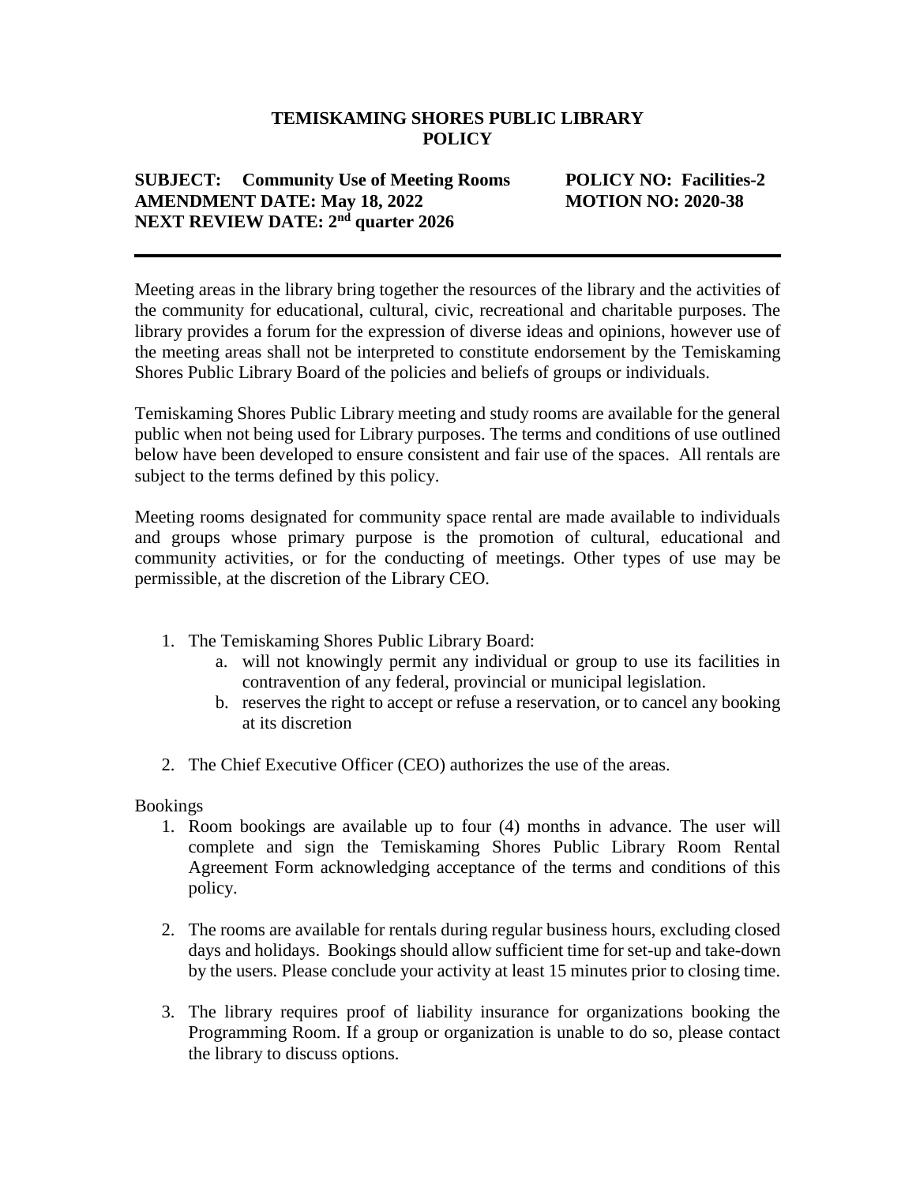# TEMISKAMING SHORES PUBLIC LIBRARY
# POLICY

**SUBJECT: Community Use of Meeting Rooms** **POLICY NO: Facilities-2**
**AMENDMENT DATE: May 18, 2022** **MOTION NO: 2020-38**
**NEXT REVIEW DATE: 2nd quarter 2026**

---

Meeting areas in the library bring together the resources of the library and the activities of the community for educational, cultural, civic, recreational and charitable purposes. The library provides a forum for the expression of diverse ideas and opinions, however use of the meeting areas shall not be interpreted to constitute endorsement by the Temiskaming Shores Public Library Board of the policies and beliefs of groups or individuals.

Temiskaming Shores Public Library meeting and study rooms are available for the general public when not being used for Library purposes. The terms and conditions of use outlined below have been developed to ensure consistent and fair use of the spaces. All rentals are subject to the terms defined by this policy.

Meeting rooms designated for community space rental are made available to individuals and groups whose primary purpose is the promotion of cultural, educational and community activities, or for the conducting of meetings. Other types of use may be permissible, at the discretion of the Library CEO.

1. The Temiskaming Shores Public Library Board:
   a. will not knowingly permit any individual or group to use its facilities in contravention of any federal, provincial or municipal legislation.
   b. reserves the right to accept or refuse a reservation, or to cancel any booking at its discretion

2. The Chief Executive Officer (CEO) authorizes the use of the areas.

Bookings

1. Room bookings are available up to four (4) months in advance. The user will complete and sign the Temiskaming Shores Public Library Room Rental Agreement Form acknowledging acceptance of the terms and conditions of this policy.

2. The rooms are available for rentals during regular business hours, excluding closed days and holidays. Bookings should allow sufficient time for set-up and take-down by the users. Please conclude your activity at least 15 minutes prior to closing time.

3. The library requires proof of liability insurance for organizations booking the Programming Room. If a group or organization is unable to do so, please contact the library to discuss options.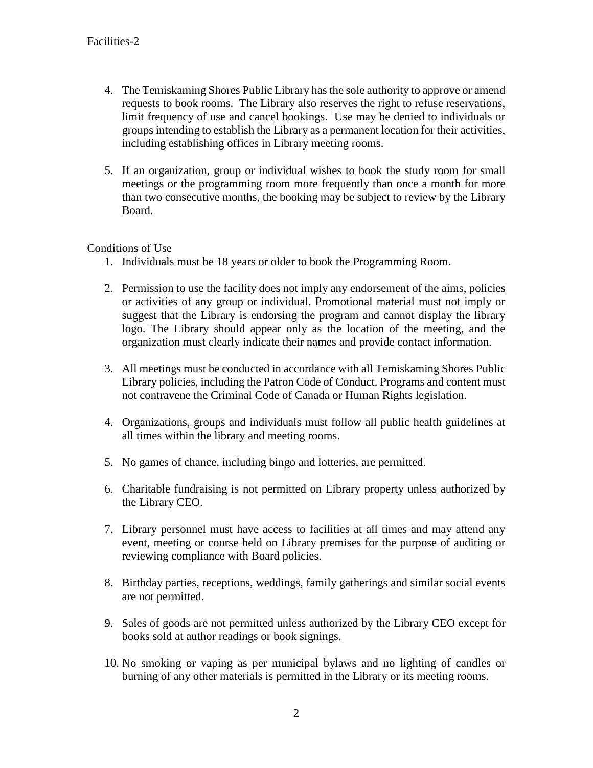4. The Temiskaming Shores Public Library has the sole authority to approve or amend requests to book rooms. The Library also reserves the right to refuse reservations, limit frequency of use and cancel bookings. Use may be denied to individuals or groups intending to establish the Library as a permanent location for their activities, including establishing offices in Library meeting rooms.

5. If an organization, group or individual wishes to book the study room for small meetings or the programming room more frequently than once a month for more than two consecutive months, the booking may be subject to review by the Library Board.

Conditions of Use

1. Individuals must be 18 years or older to book the Programming Room.

2. Permission to use the facility does not imply any endorsement of the aims, policies or activities of any group or individual. Promotional material must not imply or suggest that the Library is endorsing the program and cannot display the library logo. The Library should appear only as the location of the meeting, and the organization must clearly indicate their names and provide contact information.

3. All meetings must be conducted in accordance with all Temiskaming Shores Public Library policies, including the Patron Code of Conduct. Programs and content must not contravene the Criminal Code of Canada or Human Rights legislation.

4. Organizations, groups and individuals must follow all public health guidelines at all times within the library and meeting rooms.

5. No games of chance, including bingo and lotteries, are permitted.

6. Charitable fundraising is not permitted on Library property unless authorized by the Library CEO.

7. Library personnel must have access to facilities at all times and may attend any event, meeting or course held on Library premises for the purpose of auditing or reviewing compliance with Board policies.

8. Birthday parties, receptions, weddings, family gatherings and similar social events are not permitted.

9. Sales of goods are not permitted unless authorized by the Library CEO except for books sold at author readings or book signings.

10. No smoking or vaping as per municipal bylaws and no lighting of candles or burning of any other materials is permitted in the Library or its meeting rooms.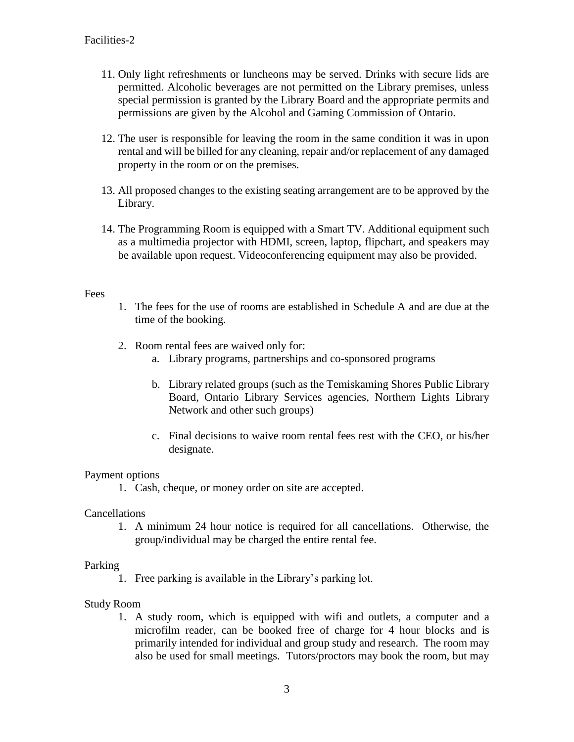11. Only light refreshments or luncheons may be served. Drinks with secure lids are permitted. Alcoholic beverages are not permitted on the Library premises, unless special permission is granted by the Library Board and the appropriate permits and permissions are given by the Alcohol and Gaming Commission of Ontario.

12. The user is responsible for leaving the room in the same condition it was in upon rental and will be billed for any cleaning, repair and/or replacement of any damaged property in the room or on the premises.

13. All proposed changes to the existing seating arrangement are to be approved by the Library.

14. The Programming Room is equipped with a Smart TV. Additional equipment such as a multimedia projector with HDMI, screen, laptop, flipchart, and speakers may be available upon request. Videoconferencing equipment may also be provided.

Fees

1. The fees for the use of rooms are established in Schedule A and are due at the time of the booking.

2. Room rental fees are waived only for:
    a. Library programs, partnerships and co-sponsored programs

    b. Library related groups (such as the Temiskaming Shores Public Library Board, Ontario Library Services agencies, Northern Lights Library Network and other such groups)

    c. Final decisions to waive room rental fees rest with the CEO, or his/her designate.

Payment options

1. Cash, cheque, or money order on site are accepted.

Cancellations

1. A minimum 24 hour notice is required for all cancellations. Otherwise, the group/individual may be charged the entire rental fee.

Parking

1. Free parking is available in the Library's parking lot.

Study Room

1. A study room, which is equipped with wifi and outlets, a computer and a microfilm reader, can be booked free of charge for 4 hour blocks and is primarily intended for individual and group study and research. The room may also be used for small meetings. Tutors/proctors may book the room, but may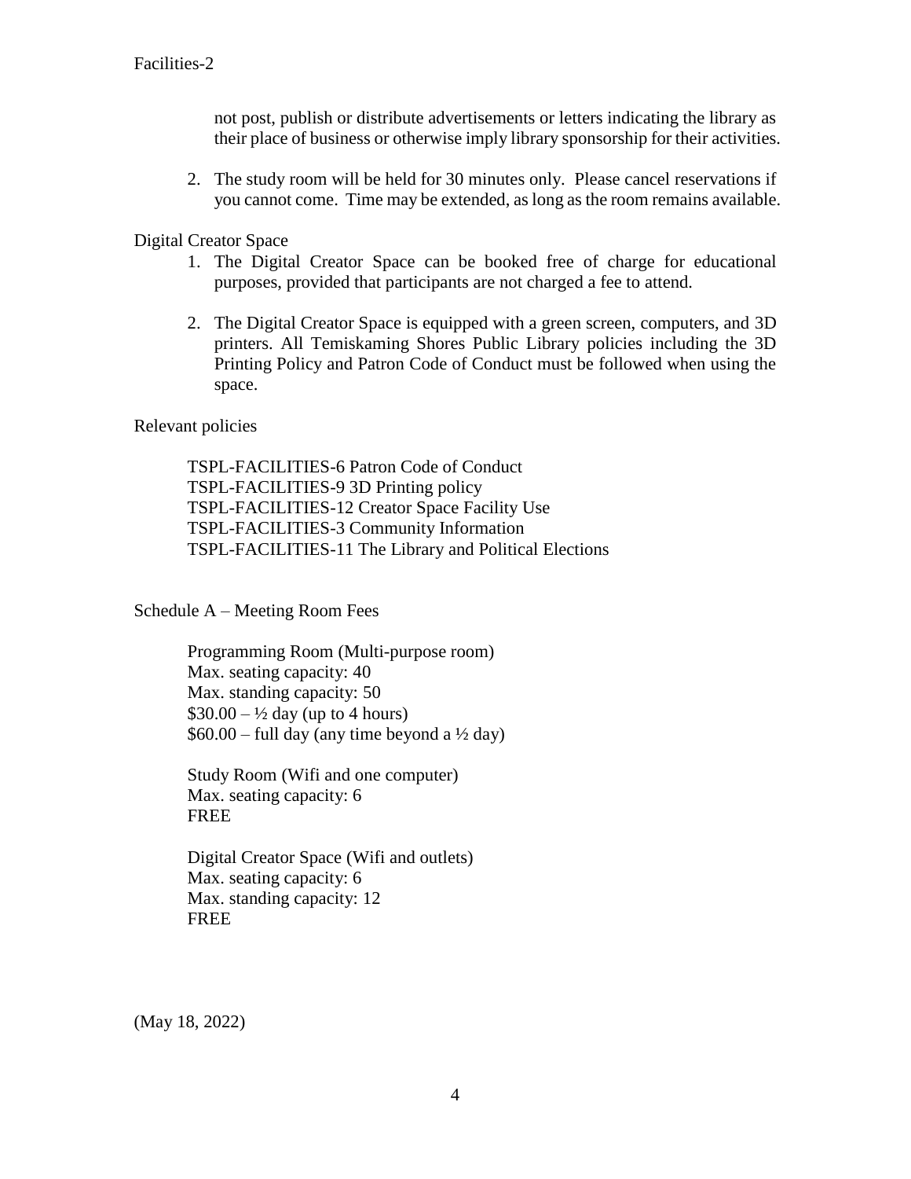not post, publish or distribute advertisements or letters indicating the library as their place of business or otherwise imply library sponsorship for their activities.

2. The study room will be held for 30 minutes only. Please cancel reservations if you cannot come. Time may be extended, as long as the room remains available.

Digital Creator Space

1. The Digital Creator Space can be booked free of charge for educational purposes, provided that participants are not charged a fee to attend.

2. The Digital Creator Space is equipped with a green screen, computers, and 3D printers. All Temiskaming Shores Public Library policies including the 3D Printing Policy and Patron Code of Conduct must be followed when using the space.

Relevant policies

TSPL-FACILITIES-6 Patron Code of Conduct
TSPL-FACILITIES-9 3D Printing policy
TSPL-FACILITIES-12 Creator Space Facility Use
TSPL-FACILITIES-3 Community Information
TSPL-FACILITIES-11 The Library and Political Elections

Schedule A – Meeting Room Fees

Programming Room (Multi-purpose room)
Max. seating capacity: 40
Max. standing capacity: 50
$30.00 – ½ day (up to 4 hours)
$60.00 – full day (any time beyond a ½ day)

Study Room (Wifi and one computer)
Max. seating capacity: 6
FREE

Digital Creator Space (Wifi and outlets)
Max. seating capacity: 6
Max. standing capacity: 12
FREE

(May 18, 2022)